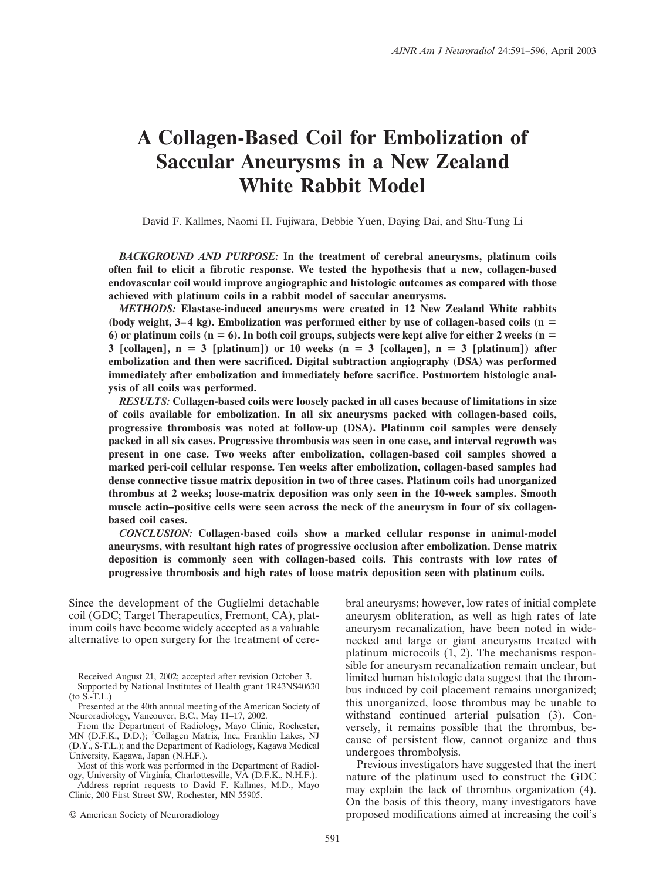# A Collagen-Based Coil for Embolization of Saccular Aneurysms in a New Zealand White Rabbit Model

David F. Kallmes, Naomi H. Fujiwara, Debbie Yuen, Daying Dai, and Shu-Tung Li

***BACKGROUND AND PURPOSE:*** **In the treatment of cerebral aneurysms, platinum coils often fail to elicit a fibrotic response. We tested the hypothesis that a new, collagen-based endovascular coil would improve angiographic and histologic outcomes as compared with those achieved with platinum coils in a rabbit model of saccular aneurysms.**

***METHODS:*** **Elastase-induced aneurysms were created in 12 New Zealand White rabbits (body weight, 3–4 kg). Embolization was performed either by use of collagen-based coils (n = 6) or platinum coils (n = 6). In both coil groups, subjects were kept alive for either 2 weeks (n = 3 [collagen], n = 3 [platinum]) or 10 weeks (n = 3 [collagen], n = 3 [platinum]) after embolization and then were sacrificed. Digital subtraction angiography (DSA) was performed immediately after embolization and immediately before sacrifice. Postmortem histologic analysis of all coils was performed.**

***RESULTS:*** **Collagen-based coils were loosely packed in all cases because of limitations in size of coils available for embolization. In all six aneurysms packed with collagen-based coils, progressive thrombosis was noted at follow-up (DSA). Platinum coil samples were densely packed in all six cases. Progressive thrombosis was seen in one case, and interval regrowth was present in one case. Two weeks after embolization, collagen-based coil samples showed a marked peri-coil cellular response. Ten weeks after embolization, collagen-based samples had dense connective tissue matrix deposition in two of three cases. Platinum coils had unorganized thrombus at 2 weeks; loose-matrix deposition was only seen in the 10-week samples. Smooth muscle actin–positive cells were seen across the neck of the aneurysm in four of six collagen-based coil cases.**

***CONCLUSION:*** **Collagen-based coils show a marked cellular response in animal-model aneurysms, with resultant high rates of progressive occlusion after embolization. Dense matrix deposition is commonly seen with collagen-based coils. This contrasts with low rates of progressive thrombosis and high rates of loose matrix deposition seen with platinum coils.**

Since the development of the Guglielmi detachable coil (GDC; Target Therapeutics, Fremont, CA), platinum coils have become widely accepted as a valuable alternative to open surgery for the treatment of cerebral aneurysms; however, low rates of initial complete aneurysm obliteration, as well as high rates of late aneurysm recanalization, have been noted in wide-necked and large or giant aneurysms treated with platinum microcoils (1, 2). The mechanisms responsible for aneurysm recanalization remain unclear, but limited human histologic data suggest that the thrombus induced by coil placement remains unorganized; this unorganized, loose thrombus may be unable to withstand continued arterial pulsation (3). Conversely, it remains possible that the thrombus, because of persistent flow, cannot organize and thus undergoes thrombolysis.

Previous investigators have suggested that the inert nature of the platinum used to construct the GDC may explain the lack of thrombus organization (4). On the basis of this theory, many investigators have proposed modifications aimed at increasing the coil's

---

Received August 21, 2002; accepted after revision October 3.

Supported by National Institutes of Health grant 1R43NS40630 (to S.-T.L.)

Presented at the 40th annual meeting of the American Society of Neuroradiology, Vancouver, B.C., May 11–17, 2002.

From the Department of Radiology, Mayo Clinic, Rochester, MN (D.F.K., D.D.); [2]Collagen Matrix, Inc., Franklin Lakes, NJ (D.Y., S-T.L.); and the Department of Radiology, Kagawa Medical University, Kagawa, Japan (N.H.F.).

Most of this work was performed in the Department of Radiology, University of Virginia, Charlottesville, VA (D.F.K., N.H.F.).

Address reprint requests to David F. Kallmes, M.D., Mayo Clinic, 200 First Street SW, Rochester, MN 55905.

© American Society of Neuroradiology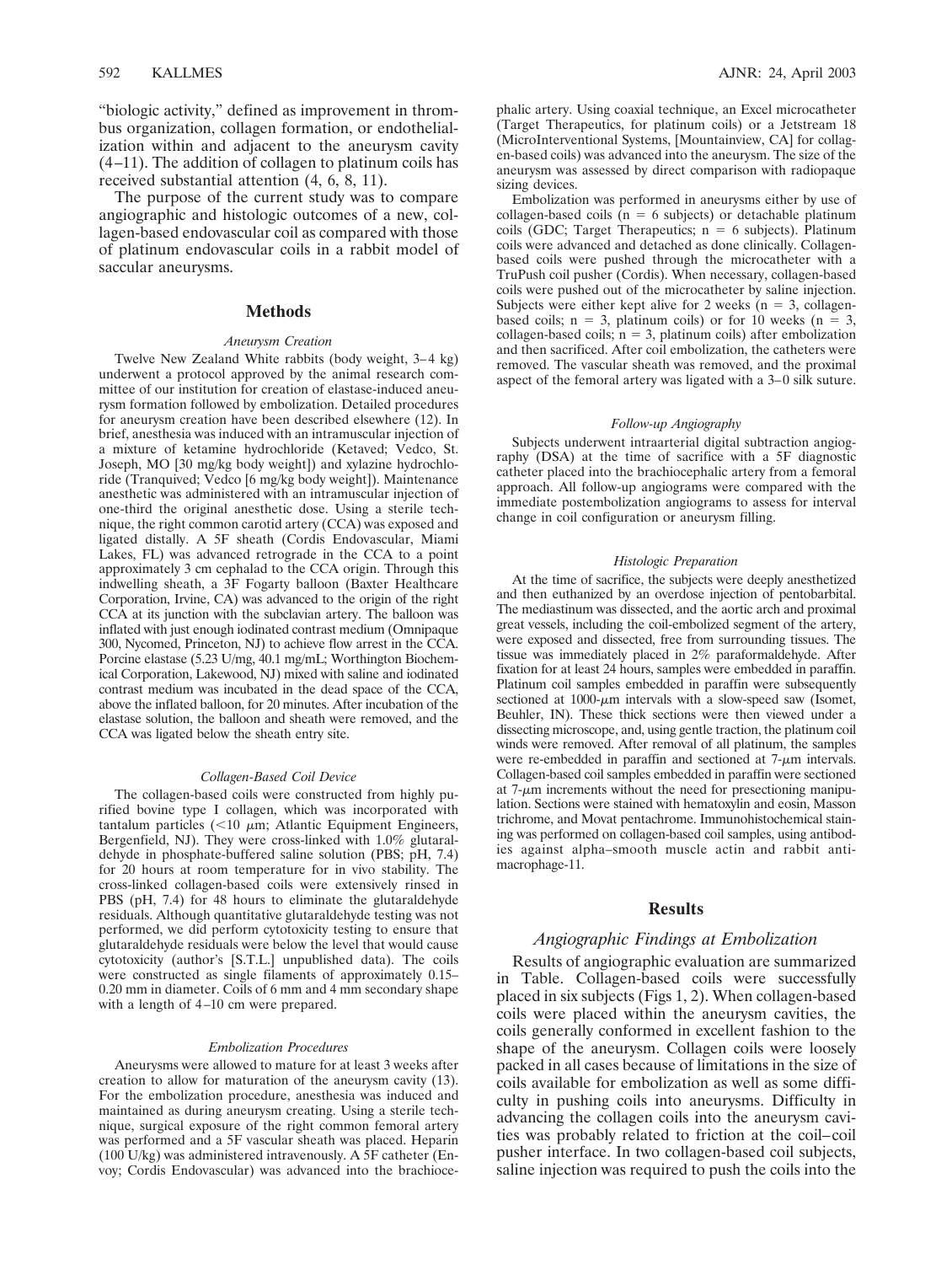"biologic activity," defined as improvement in thrombus organization, collagen formation, or endothelialization within and adjacent to the aneurysm cavity (4–11). The addition of collagen to platinum coils has received substantial attention (4, 6, 8, 11).

The purpose of the current study was to compare angiographic and histologic outcomes of a new, collagen-based endovascular coil as compared with those of platinum endovascular coils in a rabbit model of saccular aneurysms.

## Methods

### *Aneurysm Creation*

Twelve New Zealand White rabbits (body weight, 3–4 kg) underwent a protocol approved by the animal research committee of our institution for creation of elastase-induced aneurysm formation followed by embolization. Detailed procedures for aneurysm creation have been described elsewhere (12). In brief, anesthesia was induced with an intramuscular injection of a mixture of ketamine hydrochloride (Ketaved; Vedco, St. Joseph, MO [30 mg/kg body weight]) and xylazine hydrochloride (Tranquived; Vedco [6 mg/kg body weight]). Maintenance anesthetic was administered with an intramuscular injection of one-third the original anesthetic dose. Using a sterile technique, the right common carotid artery (CCA) was exposed and ligated distally. A 5F sheath (Cordis Endovascular, Miami Lakes, FL) was advanced retrograde in the CCA to a point approximately 3 cm cephalad to the CCA origin. Through this indwelling sheath, a 3F Fogarty balloon (Baxter Healthcare Corporation, Irvine, CA) was advanced to the origin of the right CCA at its junction with the subclavian artery. The balloon was inflated with just enough iodinated contrast medium (Omnipaque 300, Nycomed, Princeton, NJ) to achieve flow arrest in the CCA. Porcine elastase (5.23 U/mg, 40.1 mg/mL; Worthington Biochemical Corporation, Lakewood, NJ) mixed with saline and iodinated contrast medium was incubated in the dead space of the CCA, above the inflated balloon, for 20 minutes. After incubation of the elastase solution, the balloon and sheath were removed, and the CCA was ligated below the sheath entry site.

### *Collagen-Based Coil Device*

The collagen-based coils were constructed from highly purified bovine type I collagen, which was incorporated with tantalum particles (<10 μm; Atlantic Equipment Engineers, Bergenfield, NJ). They were cross-linked with 1.0% glutaraldehyde in phosphate-buffered saline solution (PBS; pH, 7.4) for 20 hours at room temperature for in vivo stability. The cross-linked collagen-based coils were extensively rinsed in PBS (pH, 7.4) for 48 hours to eliminate the glutaraldehyde residuals. Although quantitative glutaraldehyde testing was not performed, we did perform cytotoxicity testing to ensure that glutaraldehyde residuals were below the level that would cause cytotoxicity (author's [S.T.L.] unpublished data). The coils were constructed as single filaments of approximately 0.15–0.20 mm in diameter. Coils of 6 mm and 4 mm secondary shape with a length of 4–10 cm were prepared.

### *Embolization Procedures*

Aneurysms were allowed to mature for at least 3 weeks after creation to allow for maturation of the aneurysm cavity (13). For the embolization procedure, anesthesia was induced and maintained as during aneurysm creating. Using a sterile technique, surgical exposure of the right common femoral artery was performed and a 5F vascular sheath was placed. Heparin (100 U/kg) was administered intravenously. A 5F catheter (Envoy; Cordis Endovascular) was advanced into the brachiocephalic artery. Using coaxial technique, an Excel microcatheter (Target Therapeutics, for platinum coils) or a Jetstream 18 (MicroInterventional Systems, [Mountainview, CA] for collagen-based coils) was advanced into the aneurysm. The size of the aneurysm was assessed by direct comparison with radiopaque sizing devices.

Embolization was performed in aneurysms either by use of collagen-based coils ($n = 6$ subjects) or detachable platinum coils (GDC; Target Therapeutics; $n = 6$ subjects). Platinum coils were advanced and detached as done clinically. Collagen-based coils were pushed through the microcatheter with a TruPush coil pusher (Cordis). When necessary, collagen-based coils were pushed out of the microcatheter by saline injection. Subjects were either kept alive for 2 weeks ($n = 3$, collagen-based coils; $n = 3$, platinum coils) or for 10 weeks ($n = 3$, collagen-based coils; $n = 3$, platinum coils) after embolization and then sacrificed. After coil embolization, the catheters were removed. The vascular sheath was removed, and the proximal aspect of the femoral artery was ligated with a 3–0 silk suture.

### *Follow-up Angiography*

Subjects underwent intraarterial digital subtraction angiography (DSA) at the time of sacrifice with a 5F diagnostic catheter placed into the brachiocephalic artery from a femoral approach. All follow-up angiograms were compared with the immediate postembolization angiograms to assess for interval change in coil configuration or aneurysm filling.

### *Histologic Preparation*

At the time of sacrifice, the subjects were deeply anesthetized and then euthanized by an overdose injection of pentobarbital. The mediastinum was dissected, and the aortic arch and proximal great vessels, including the coil-embolized segment of the artery, were exposed and dissected, free from surrounding tissues. The tissue was immediately placed in 2% paraformaldehyde. After fixation for at least 24 hours, samples were embedded in paraffin. Platinum coil samples embedded in paraffin were subsequently sectioned at 1000-μm intervals with a slow-speed saw (Isomet, Beuhler, IN). These thick sections were then viewed under a dissecting microscope, and, using gentle traction, the platinum coil winds were removed. After removal of all platinum, the samples were re-embedded in paraffin and sectioned at 7-μm intervals. Collagen-based coil samples embedded in paraffin were sectioned at 7-μm increments without the need for presectioning manipulation. Sections were stained with hematoxylin and eosin, Masson trichrome, and Movat pentachrome. Immunohistochemical staining was performed on collagen-based coil samples, using antibodies against alpha–smooth muscle actin and rabbit anti-macrophage-11.

## Results

### *Angiographic Findings at Embolization*

Results of angiographic evaluation are summarized in Table. Collagen-based coils were successfully placed in six subjects (Figs 1, 2). When collagen-based coils were placed within the aneurysm cavities, the coils generally conformed in excellent fashion to the shape of the aneurysm. Collagen coils were loosely packed in all cases because of limitations in the size of coils available for embolization as well as some difficulty in pushing coils into aneurysms. Difficulty in advancing the collagen coils into the aneurysm cavities was probably related to friction at the coil–coil pusher interface. In two collagen-based coil subjects, saline injection was required to push the coils into the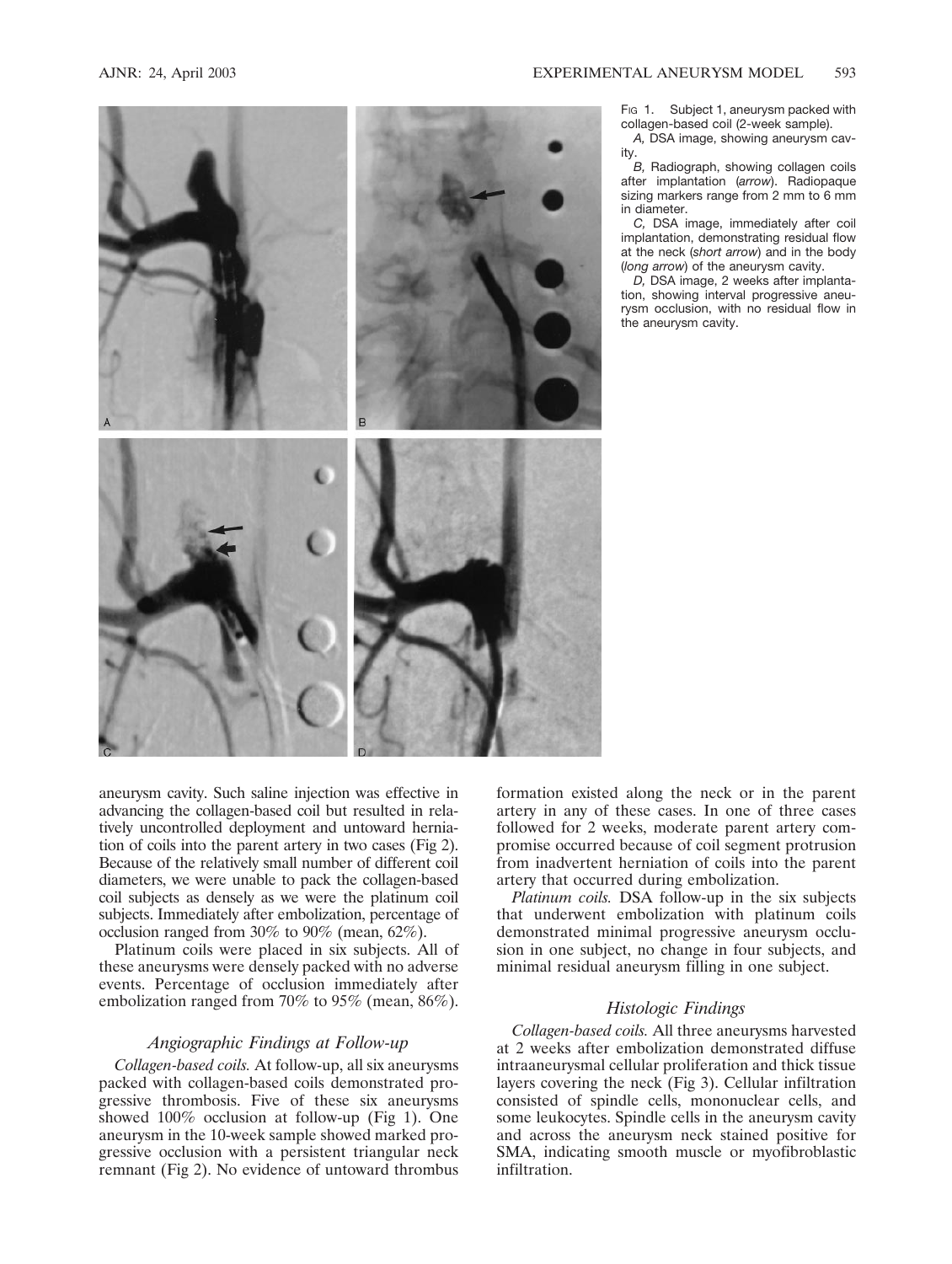Fig 1. Subject 1, aneurysm packed with collagen-based coil (2-week sample).

*A*, DSA image, showing aneurysm cavity.

*B*, Radiograph, showing collagen coils after implantation (*arrow*). Radiopaque sizing markers range from 2 mm to 6 mm in diameter.

*C*, DSA image, immediately after coil implantation, demonstrating residual flow at the neck (*short arrow*) and in the body (*long arrow*) of the aneurysm cavity.

*D*, DSA image, 2 weeks after implantation, showing interval progressive aneurysm occlusion, with no residual flow in the aneurysm cavity.

aneurysm cavity. Such saline injection was effective in advancing the collagen-based coil but resulted in relatively uncontrolled deployment and untoward herniation of coils into the parent artery in two cases (Fig 2). Because of the relatively small number of different coil diameters, we were unable to pack the collagen-based coil subjects as densely as we were the platinum coil subjects. Immediately after embolization, percentage of occlusion ranged from 30% to 90% (mean, 62%).

Platinum coils were placed in six subjects. All of these aneurysms were densely packed with no adverse events. Percentage of occlusion immediately after embolization ranged from 70% to 95% (mean, 86%).

### Angiographic Findings at Follow-up

*Collagen-based coils.* At follow-up, all six aneurysms packed with collagen-based coils demonstrated progressive thrombosis. Five of these six aneurysms showed 100% occlusion at follow-up (Fig 1). One aneurysm in the 10-week sample showed marked progressive occlusion with a persistent triangular neck remnant (Fig 2). No evidence of untoward thrombus formation existed along the neck or in the parent artery in any of these cases. In one of three cases followed for 2 weeks, moderate parent artery compromise occurred because of coil segment protrusion from inadvertent herniation of coils into the parent artery that occurred during embolization.

*Platinum coils.* DSA follow-up in the six subjects that underwent embolization with platinum coils demonstrated minimal progressive aneurysm occlusion in one subject, no change in four subjects, and minimal residual aneurysm filling in one subject.

### Histologic Findings

*Collagen-based coils.* All three aneurysms harvested at 2 weeks after embolization demonstrated diffuse intraaneurysmal cellular proliferation and thick tissue layers covering the neck (Fig 3). Cellular infiltration consisted of spindle cells, mononuclear cells, and some leukocytes. Spindle cells in the aneurysm cavity and across the aneurysm neck stained positive for SMA, indicating smooth muscle or myofibroblastic infiltration.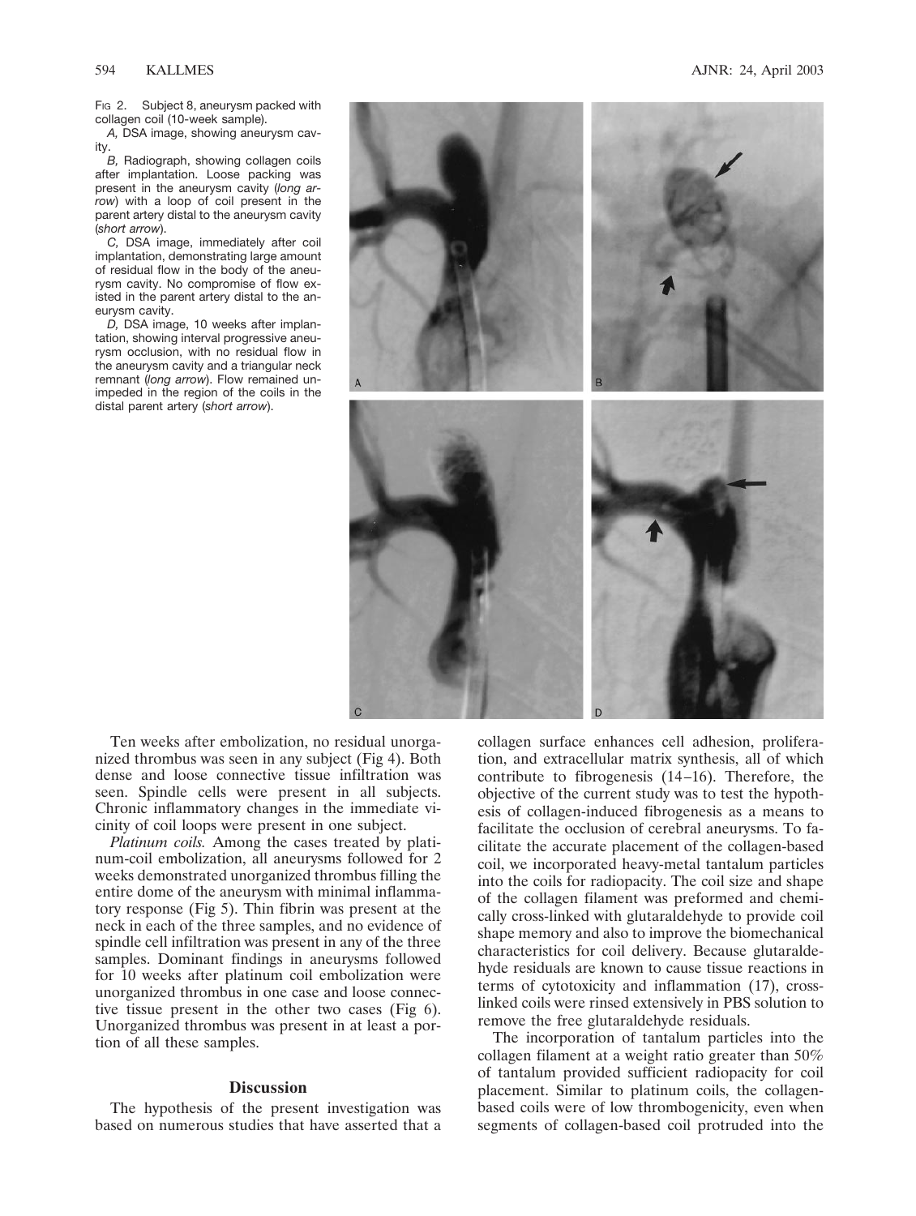Fig 2. Subject 8, aneurysm packed with collagen coil (10-week sample).

*A,* DSA image, showing aneurysm cavity.

*B,* Radiograph, showing collagen coils after implantation. Loose packing was present in the aneurysm cavity (*long arrow*) with a loop of coil present in the parent artery distal to the aneurysm cavity (*short arrow*).

*C,* DSA image, immediately after coil implantation, demonstrating large amount of residual flow in the body of the aneurysm cavity. No compromise of flow existed in the parent artery distal to the aneurysm cavity.

*D,* DSA image, 10 weeks after implantation, showing interval progressive aneurysm occlusion, with no residual flow in the aneurysm cavity and a triangular neck remnant (*long arrow*). Flow remained unimpeded in the region of the coils in the distal parent artery (*short arrow*).

Ten weeks after embolization, no residual unorganized thrombus was seen in any subject (Fig 4). Both dense and loose connective tissue infiltration was seen. Spindle cells were present in all subjects. Chronic inflammatory changes in the immediate vicinity of coil loops were present in one subject.

*Platinum coils.* Among the cases treated by platinum-coil embolization, all aneurysms followed for 2 weeks demonstrated unorganized thrombus filling the entire dome of the aneurysm with minimal inflammatory response (Fig 5). Thin fibrin was present at the neck in each of the three samples, and no evidence of spindle cell infiltration was present in any of the three samples. Dominant findings in aneurysms followed for 10 weeks after platinum coil embolization were unorganized thrombus in one case and loose connective tissue present in the other two cases (Fig 6). Unorganized thrombus was present in at least a portion of all these samples.

## Discussion

The hypothesis of the present investigation was based on numerous studies that have asserted that a collagen surface enhances cell adhesion, proliferation, and extracellular matrix synthesis, all of which contribute to fibrogenesis (14–16). Therefore, the objective of the current study was to test the hypothesis of collagen-induced fibrogenesis as a means to facilitate the occlusion of cerebral aneurysms. To facilitate the accurate placement of the collagen-based coil, we incorporated heavy-metal tantalum particles into the coils for radiopacity. The coil size and shape of the collagen filament was preformed and chemically cross-linked with glutaraldehyde to provide coil shape memory and also to improve the biomechanical characteristics for coil delivery. Because glutaraldehyde residuals are known to cause tissue reactions in terms of cytotoxicity and inflammation (17), cross-linked coils were rinsed extensively in PBS solution to remove the free glutaraldehyde residuals.

The incorporation of tantalum particles into the collagen filament at a weight ratio greater than 50% of tantalum provided sufficient radiopacity for coil placement. Similar to platinum coils, the collagen-based coils were of low thrombogenicity, even when segments of collagen-based coil protruded into the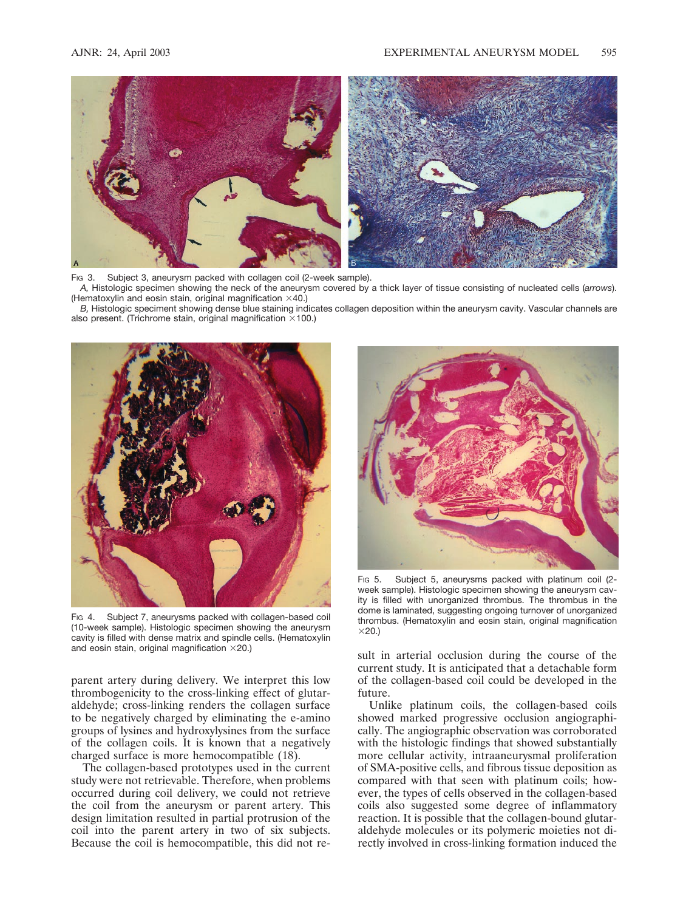Fig 3. Subject 3, aneurysm packed with collagen coil (2-week sample).

*A,* Histologic specimen showing the neck of the aneurysm covered by a thick layer of tissue consisting of nucleated cells (*arrows*). (Hematoxylin and eosin stain, original magnification ×40.)

*B,* Histologic speciment showing dense blue staining indicates collagen deposition within the aneurysm cavity. Vascular channels are also present. (Trichrome stain, original magnification ×100.)

Fig 4. Subject 7, aneurysms packed with collagen-based coil (10-week sample). Histologic specimen showing the aneurysm cavity is filled with dense matrix and spindle cells. (Hematoxylin and eosin stain, original magnification ×20.)

Fig 5. Subject 5, aneurysms packed with platinum coil (2-week sample). Histologic specimen showing the aneurysm cavity is filled with unorganized thrombus. The thrombus in the dome is laminated, suggesting ongoing turnover of unorganized thrombus. (Hematoxylin and eosin stain, original magnification ×20.)

parent artery during delivery. We interpret this low thrombogenicity to the cross-linking effect of glutaraldehyde; cross-linking renders the collagen surface to be negatively charged by eliminating the e-amino groups of lysines and hydroxylysines from the surface of the collagen coils. It is known that a negatively charged surface is more hemocompatible (18).

The collagen-based prototypes used in the current study were not retrievable. Therefore, when problems occurred during coil delivery, we could not retrieve the coil from the aneurysm or parent artery. This design limitation resulted in partial protrusion of the coil into the parent artery in two of six subjects. Because the coil is hemocompatible, this did not result in arterial occlusion during the course of the current study. It is anticipated that a detachable form of the collagen-based coil could be developed in the future.

Unlike platinum coils, the collagen-based coils showed marked progressive occlusion angiographically. The angiographic observation was corroborated with the histologic findings that showed substantially more cellular activity, intraaneurysmal proliferation of SMA-positive cells, and fibrous tissue deposition as compared with that seen with platinum coils; however, the types of cells observed in the collagen-based coils also suggested some degree of inflammatory reaction. It is possible that the collagen-bound glutaraldehyde molecules or its polymeric moieties not directly involved in cross-linking formation induced the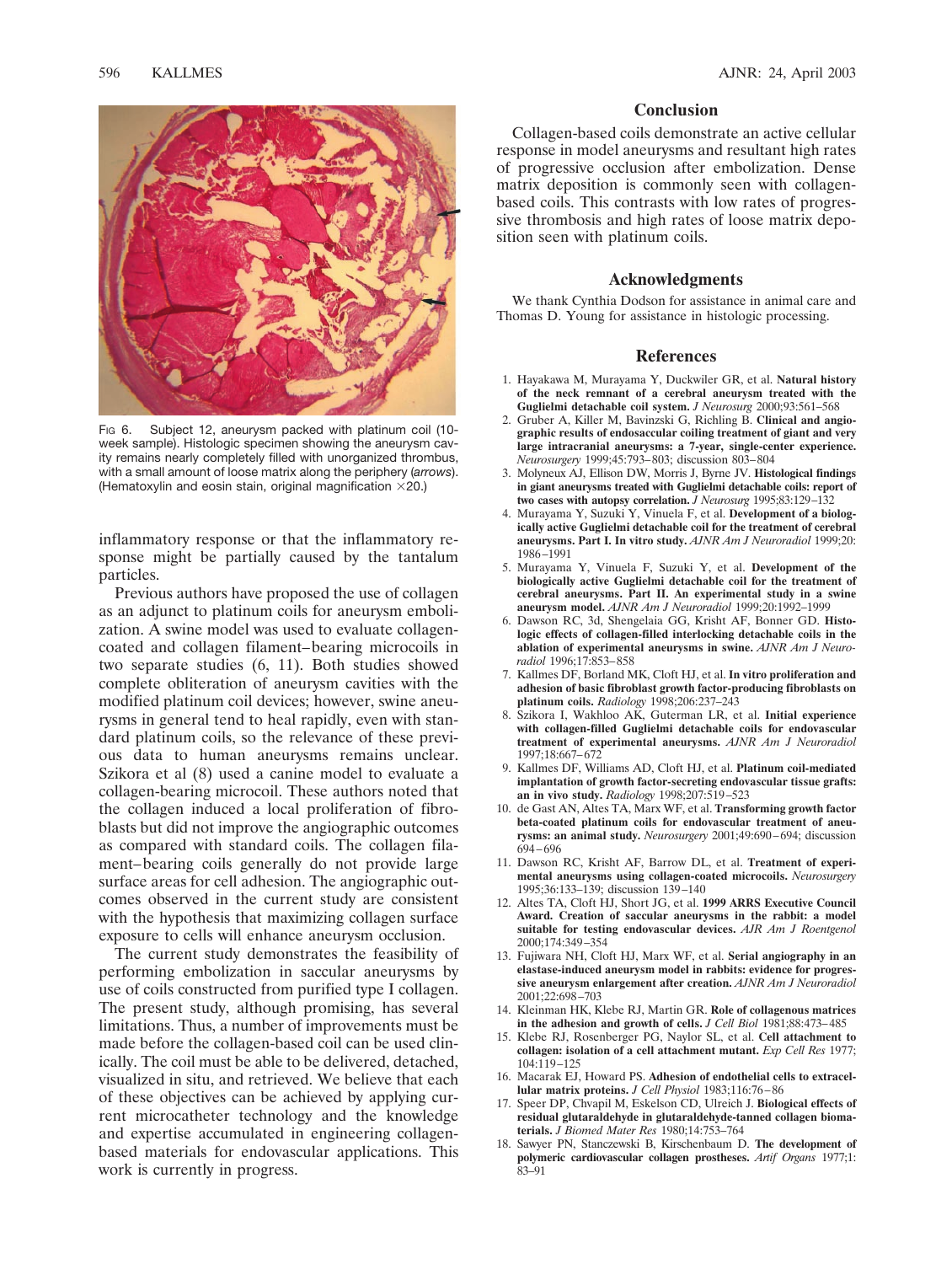Fig 6. Subject 12, aneurysm packed with platinum coil (10-week sample). Histologic specimen showing the aneurysm cavity remains nearly completely filled with unorganized thrombus, with a small amount of loose matrix along the periphery (*arrows*). (Hematoxylin and eosin stain, original magnification ×20.)

inflammatory response or that the inflammatory response might be partially caused by the tantalum particles.

Previous authors have proposed the use of collagen as an adjunct to platinum coils for aneurysm embolization. A swine model was used to evaluate collagen-coated and collagen filament–bearing microcoils in two separate studies (6, 11). Both studies showed complete obliteration of aneurysm cavities with the modified platinum coil devices; however, swine aneurysms in general tend to heal rapidly, even with standard platinum coils, so the relevance of these previous data to human aneurysms remains unclear. Szikora et al (8) used a canine model to evaluate a collagen-bearing microcoil. These authors noted that the collagen induced a local proliferation of fibroblasts but did not improve the angiographic outcomes as compared with standard coils. The collagen filament–bearing coils generally do not provide large surface areas for cell adhesion. The angiographic outcomes observed in the current study are consistent with the hypothesis that maximizing collagen surface exposure to cells will enhance aneurysm occlusion.

The current study demonstrates the feasibility of performing embolization in saccular aneurysms by use of coils constructed from purified type I collagen. The present study, although promising, has several limitations. Thus, a number of improvements must be made before the collagen-based coil can be used clinically. The coil must be able to be delivered, detached, visualized in situ, and retrieved. We believe that each of these objectives can be achieved by applying current microcatheter technology and the knowledge and expertise accumulated in engineering collagen-based materials for endovascular applications. This work is currently in progress.

## Conclusion

Collagen-based coils demonstrate an active cellular response in model aneurysms and resultant high rates of progressive occlusion after embolization. Dense matrix deposition is commonly seen with collagen-based coils. This contrasts with low rates of progressive thrombosis and high rates of loose matrix deposition seen with platinum coils.

## Acknowledgments

We thank Cynthia Dodson for assistance in animal care and Thomas D. Young for assistance in histologic processing.

## References

1. Hayakawa M, Murayama Y, Duckwiler GR, et al. **Natural history of the neck remnant of a cerebral aneurysm treated with the Guglielmi detachable coil system.** *J Neurosurg* 2000;93:561–568
2. Gruber A, Killer M, Bavinzski G, Richling B. **Clinical and angiographic results of endosaccular coiling treatment of giant and very large intracranial aneurysms: a 7-year, single-center experience.** *Neurosurgery* 1999;45:793–803; discussion 803–804
3. Molyneux AJ, Ellison DW, Morris J, Byrne JV. **Histological findings in giant aneurysms treated with Guglielmi detachable coils: report of two cases with autopsy correlation.** *J Neurosurg* 1995;83:129–132
4. Murayama Y, Suzuki Y, Vinuela F, et al. **Development of a biologically active Guglielmi detachable coil for the treatment of cerebral aneurysms. Part I. In vitro study.** *AJNR Am J Neuroradiol* 1999;20:1986–1991
5. Murayama Y, Vinuela F, Suzuki Y, et al. **Development of the biologically active Guglielmi detachable coil for the treatment of cerebral aneurysms. Part II. An experimental study in a swine aneurysm model.** *AJNR Am J Neuroradiol* 1999;20:1992–1999
6. Dawson RC, 3d, Shengelaia GG, Krisht AF, Bonner GD. **Histologic effects of collagen-filled interlocking detachable coils in the ablation of experimental aneurysms in swine.** *AJNR Am J Neuroradiol* 1996;17:853–858
7. Kallmes DF, Borland MK, Cloft HJ, et al. **In vitro proliferation and adhesion of basic fibroblast growth factor-producing fibroblasts on platinum coils.** *Radiology* 1998;206:237–243
8. Szikora I, Wakhloo AK, Guterman LR, et al. **Initial experience with collagen-filled Guglielmi detachable coils for endovascular treatment of experimental aneurysms.** *AJNR Am J Neuroradiol* 1997;18:667–672
9. Kallmes DF, Williams AD, Cloft HJ, et al. **Platinum coil-mediated implantation of growth factor-secreting endovascular tissue grafts: an in vivo study.** *Radiology* 1998;207:519–523
10. de Gast AN, Altes TA, Marx WF, et al. **Transforming growth factor beta-coated platinum coils for endovascular treatment of aneurysms: an animal study.** *Neurosurgery* 2001;49:690–694; discussion 694–696
11. Dawson RC, Krisht AF, Barrow DL, et al. **Treatment of experimental aneurysms using collagen-coated microcoils.** *Neurosurgery* 1995;36:133–139; discussion 139–140
12. Altes TA, Cloft HJ, Short JG, et al. **1999 ARRS Executive Council Award. Creation of saccular aneurysms in the rabbit: a model suitable for testing endovascular devices.** *AJR Am J Roentgenol* 2000;174:349–354
13. Fujiwara NH, Cloft HJ, Marx WF, et al. **Serial angiography in an elastase-induced aneurysm model in rabbits: evidence for progressive aneurysm enlargement after creation.** *AJNR Am J Neuroradiol* 2001;22:698–703
14. Kleinman HK, Klebe RJ, Martin GR. **Role of collagenous matrices in the adhesion and growth of cells.** *J Cell Biol* 1981;88:473–485
15. Klebe RJ, Rosenberger PG, Naylor SL, et al. **Cell attachment to collagen: isolation of a cell attachment mutant.** *Exp Cell Res* 1977;104:119–125
16. Macarak EJ, Howard PS. **Adhesion of endothelial cells to extracellular matrix proteins.** *J Cell Physiol* 1983;116:76–86
17. Speer DP, Chvapil M, Eskelson CD, Ulreich J. **Biological effects of residual glutaraldehyde in glutaraldehyde-tanned collagen biomaterials.** *J Biomed Mater Res* 1980;14:753–764
18. Sawyer PN, Stanczewski B, Kirschenbaum D. **The development of polymeric cardiovascular collagen prostheses.** *Artif Organs* 1977;1:83–91